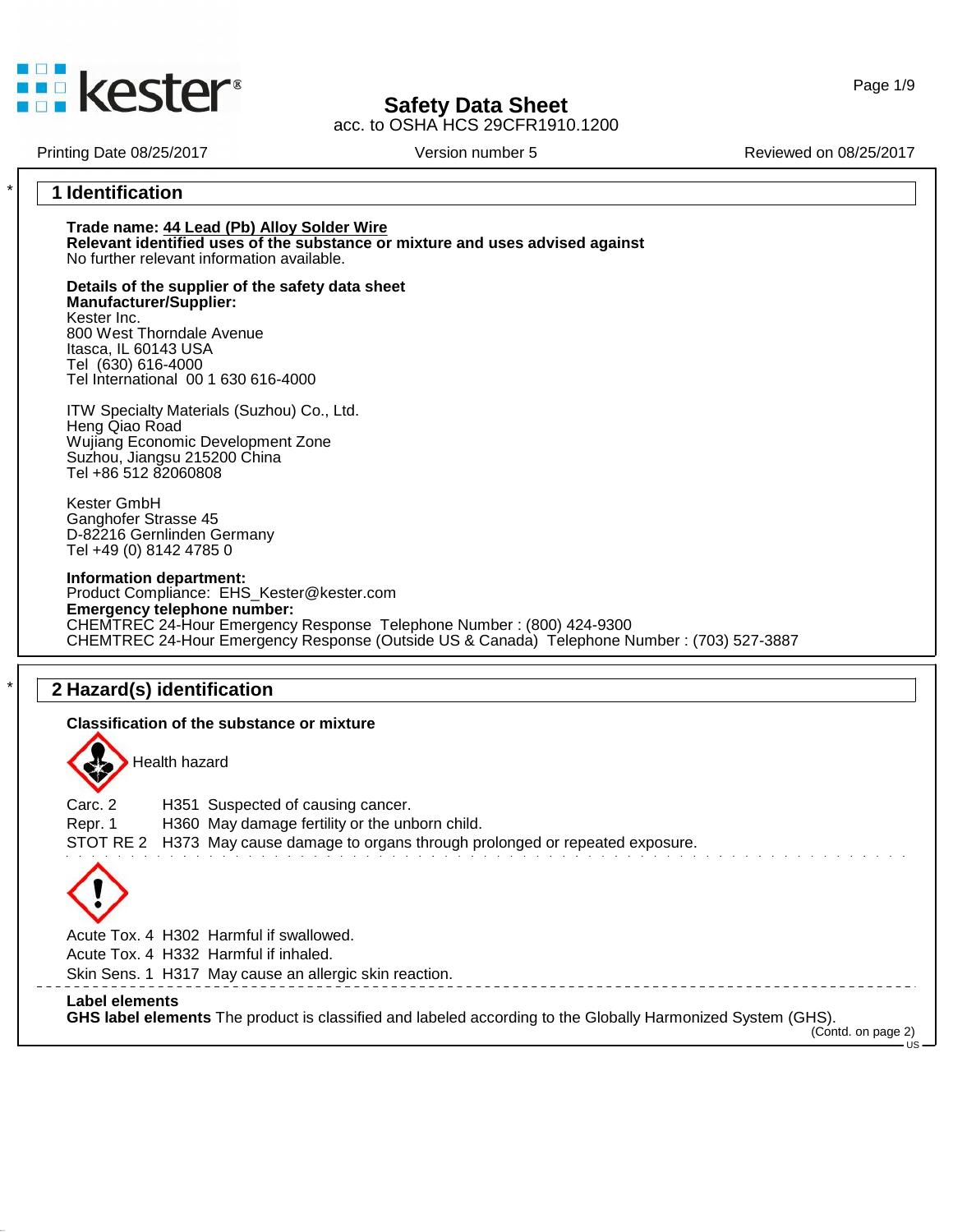# Safety Data Sheet

acc. to OSHA HCS 29CFR1910.1200

Printing Date 08/25/2017 | Version number 5 | Reviewed on 08/25/2017

## 1 Identification

**Trade name: 44 Lead (Pb) Alloy Solder Wire**
**Relevant identified uses of the substance or mixture and uses advised against**
No further relevant information available.

**Details of the supplier of the safety data sheet**
**Manufacturer/Supplier:**
Kester Inc.
800 West Thorndale Avenue
Itasca, IL 60143 USA
Tel (630) 616-4000
Tel International 00 1 630 616-4000

ITW Specialty Materials (Suzhou) Co., Ltd.
Heng Qiao Road
Wujiang Economic Development Zone
Suzhou, Jiangsu 215200 China
Tel +86 512 82060808

Kester GmbH
Ganghofer Strasse 45
D-82216 Gernlinden Germany
Tel +49 (0) 8142 4785 0

**Information department:**
Product Compliance: EHS_Kester@kester.com
**Emergency telephone number:**
CHEMTREC 24-Hour Emergency Response Telephone Number : (800) 424-9300
CHEMTREC 24-Hour Emergency Response (Outside US & Canada) Telephone Number : (703) 527-3887

## 2 Hazard(s) identification

**Classification of the substance or mixture**

Health hazard

Carc. 2 H351 Suspected of causing cancer.
Repr. 1 H360 May damage fertility or the unborn child.
STOT RE 2 H373 May cause damage to organs through prolonged or repeated exposure.

Acute Tox. 4 H302 Harmful if swallowed.
Acute Tox. 4 H332 Harmful if inhaled.
Skin Sens. 1 H317 May cause an allergic skin reaction.

**Label elements**
**GHS label elements** The product is classified and labeled according to the Globally Harmonized System (GHS).

(Contd. on page 2)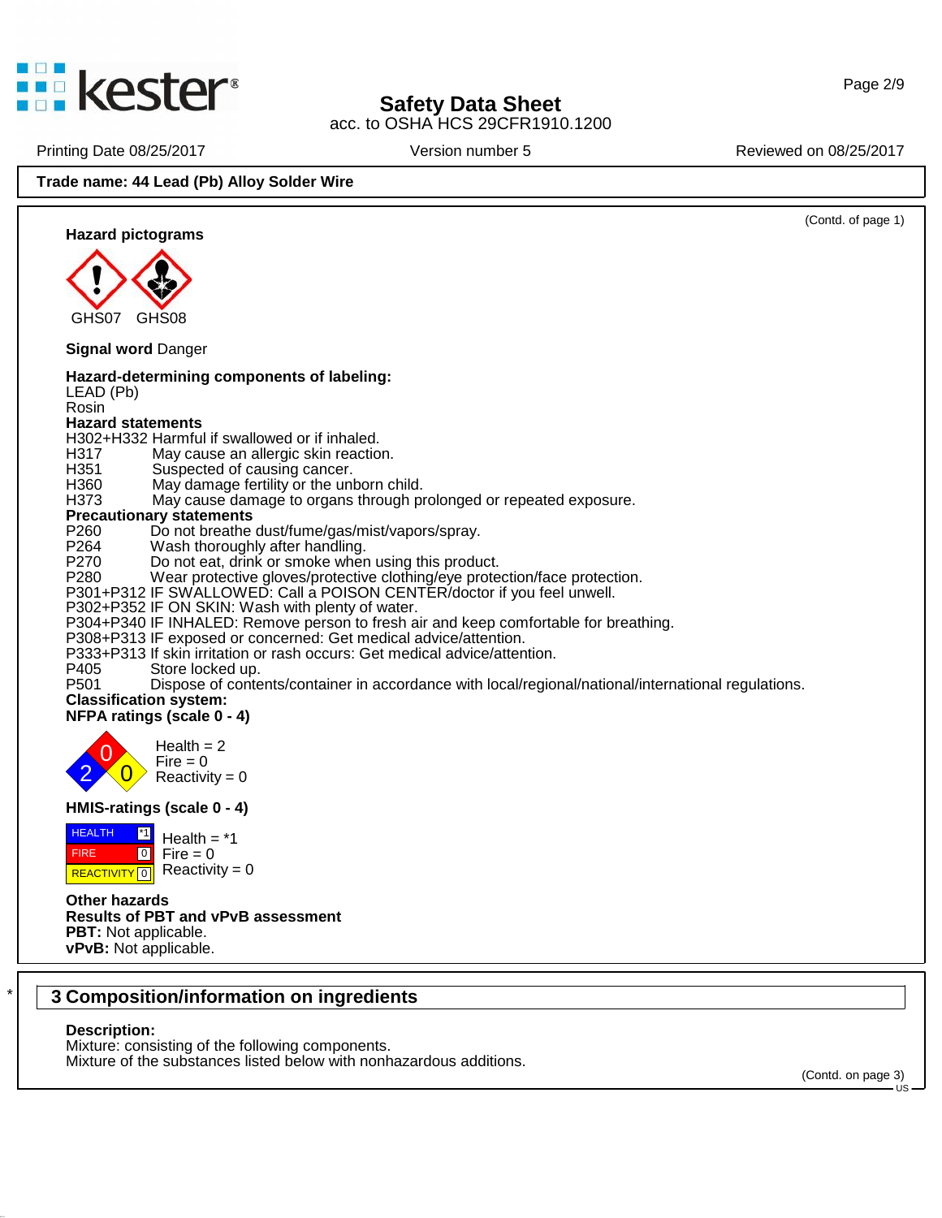**Trade name: 44 Lead (Pb) Alloy Solder Wire**

(Contd. of page 1)

**Hazard pictograms**

GHS07 GHS08

**Signal word** Danger

**Hazard-determining components of labeling:**
LEAD (Pb)
Rosin

**Hazard statements**

H302+H332 Harmful if swallowed or if inhaled.
H317 May cause an allergic skin reaction.
H351 Suspected of causing cancer.
H360 May damage fertility or the unborn child.
H373 May cause damage to organs through prolonged or repeated exposure.

**Precautionary statements**

P260 Do not breathe dust/fume/gas/mist/vapors/spray.
P264 Wash thoroughly after handling.
P270 Do not eat, drink or smoke when using this product.
P280 Wear protective gloves/protective clothing/eye protection/face protection.
P301+P312 IF SWALLOWED: Call a POISON CENTER/doctor if you feel unwell.
P302+P352 IF ON SKIN: Wash with plenty of water.
P304+P340 IF INHALED: Remove person to fresh air and keep comfortable for breathing.
P308+P313 IF exposed or concerned: Get medical advice/attention.
P333+P313 If skin irritation or rash occurs: Get medical advice/attention.
P405 Store locked up.
P501 Dispose of contents/container in accordance with local/regional/national/international regulations.

**Classification system:**

**NFPA ratings (scale 0 - 4)**

Health = 2
Fire = 0
Reactivity = 0

**HMIS-ratings (scale 0 - 4)**

| | |
|---|---|
| HEALTH | *1 |
| FIRE | 0 |
| REACTIVITY | 0 |

Health = *1
Fire = 0
Reactivity = 0

**Other hazards**

**Results of PBT and vPvB assessment**

**PBT:** Not applicable.
**vPvB:** Not applicable.

## 3 Composition/information on ingredients

**Description:**
Mixture: consisting of the following components.
Mixture of the substances listed below with nonhazardous additions.

(Contd. on page 3)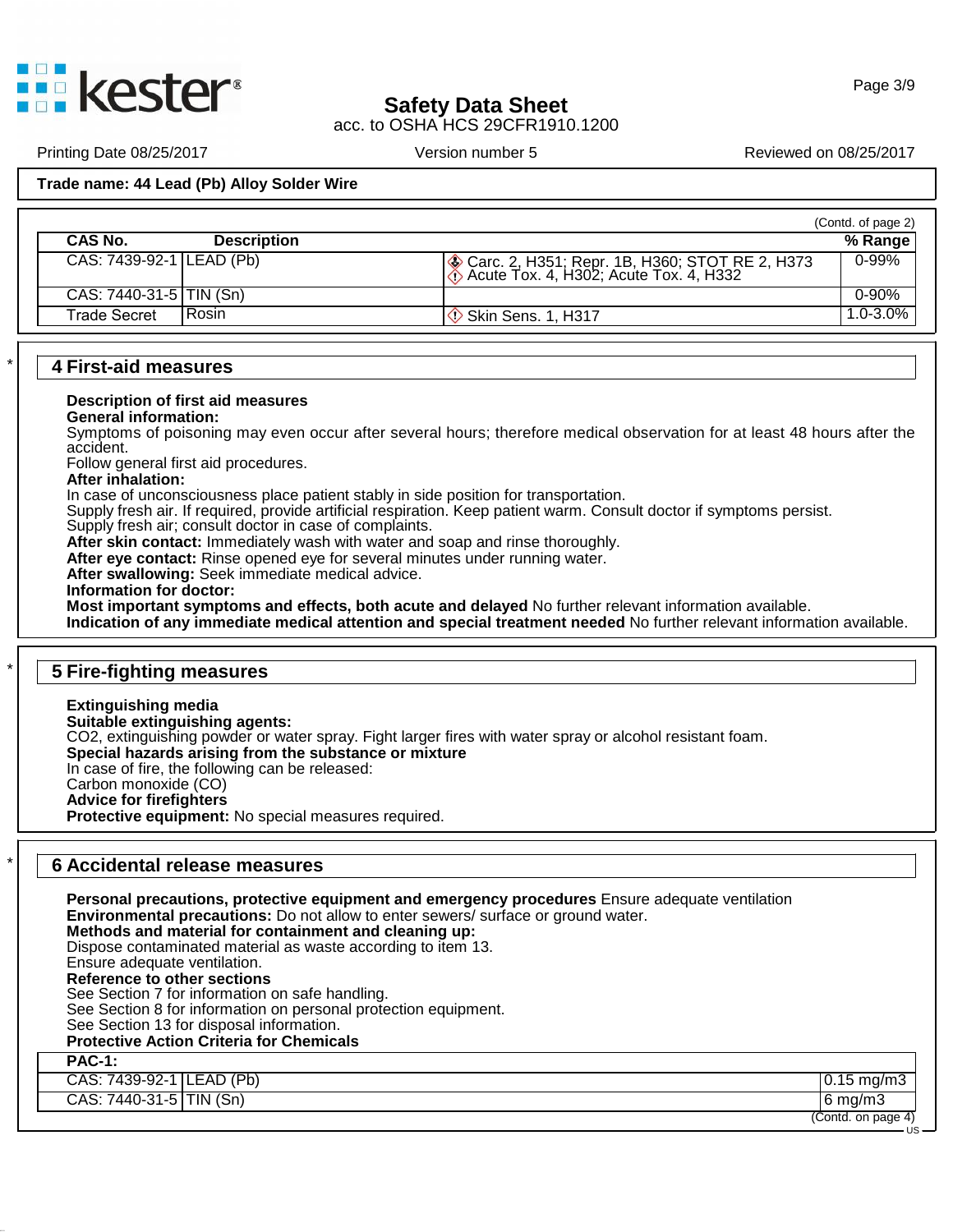**Trade name: 44 Lead (Pb) Alloy Solder Wire**

(Contd. of page 2)

| CAS No. | Description | | % Range |
|---|---|---|---|
| CAS: 7439-92-1 | LEAD (Pb) | Carc. 2, H351; Repr. 1B, H360; STOT RE 2, H373<br>Acute Tox. 4, H302; Acute Tox. 4, H332 | 0-99% |
| CAS: 7440-31-5 | TIN (Sn) | | 0-90% |
| Trade Secret | Rosin | Skin Sens. 1, H317 | 1.0-3.0% |

## 4 First-aid measures

**Description of first aid measures**
**General information:**
Symptoms of poisoning may even occur after several hours; therefore medical observation for at least 48 hours after the accident.
Follow general first aid procedures.
**After inhalation:**
In case of unconsciousness place patient stably in side position for transportation.
Supply fresh air. If required, provide artificial respiration. Keep patient warm. Consult doctor if symptoms persist.
Supply fresh air; consult doctor in case of complaints.
**After skin contact:** Immediately wash with water and soap and rinse thoroughly.
**After eye contact:** Rinse opened eye for several minutes under running water.
**After swallowing:** Seek immediate medical advice.
**Information for doctor:**
**Most important symptoms and effects, both acute and delayed** No further relevant information available.
**Indication of any immediate medical attention and special treatment needed** No further relevant information available.

## 5 Fire-fighting measures

**Extinguishing media**
**Suitable extinguishing agents:**
$CO_2$, extinguishing powder or water spray. Fight larger fires with water spray or alcohol resistant foam.
**Special hazards arising from the substance or mixture**
In case of fire, the following can be released:
Carbon monoxide (CO)
**Advice for firefighters**
**Protective equipment:** No special measures required.

## 6 Accidental release measures

**Personal precautions, protective equipment and emergency procedures** Ensure adequate ventilation
**Environmental precautions:** Do not allow to enter sewers/ surface or ground water.
**Methods and material for containment and cleaning up:**
Dispose contaminated material as waste according to item 13.
Ensure adequate ventilation.
**Reference to other sections**
See Section 7 for information on safe handling.
See Section 8 for information on personal protection equipment.
See Section 13 for disposal information.
**Protective Action Criteria for Chemicals**

| PAC-1: | | |
|---|---|---|
| CAS: 7439-92-1 | LEAD (Pb) | 0.15 mg/m3 |
| CAS: 7440-31-5 | TIN (Sn) | 6 mg/m3 |

(Contd. on page 4)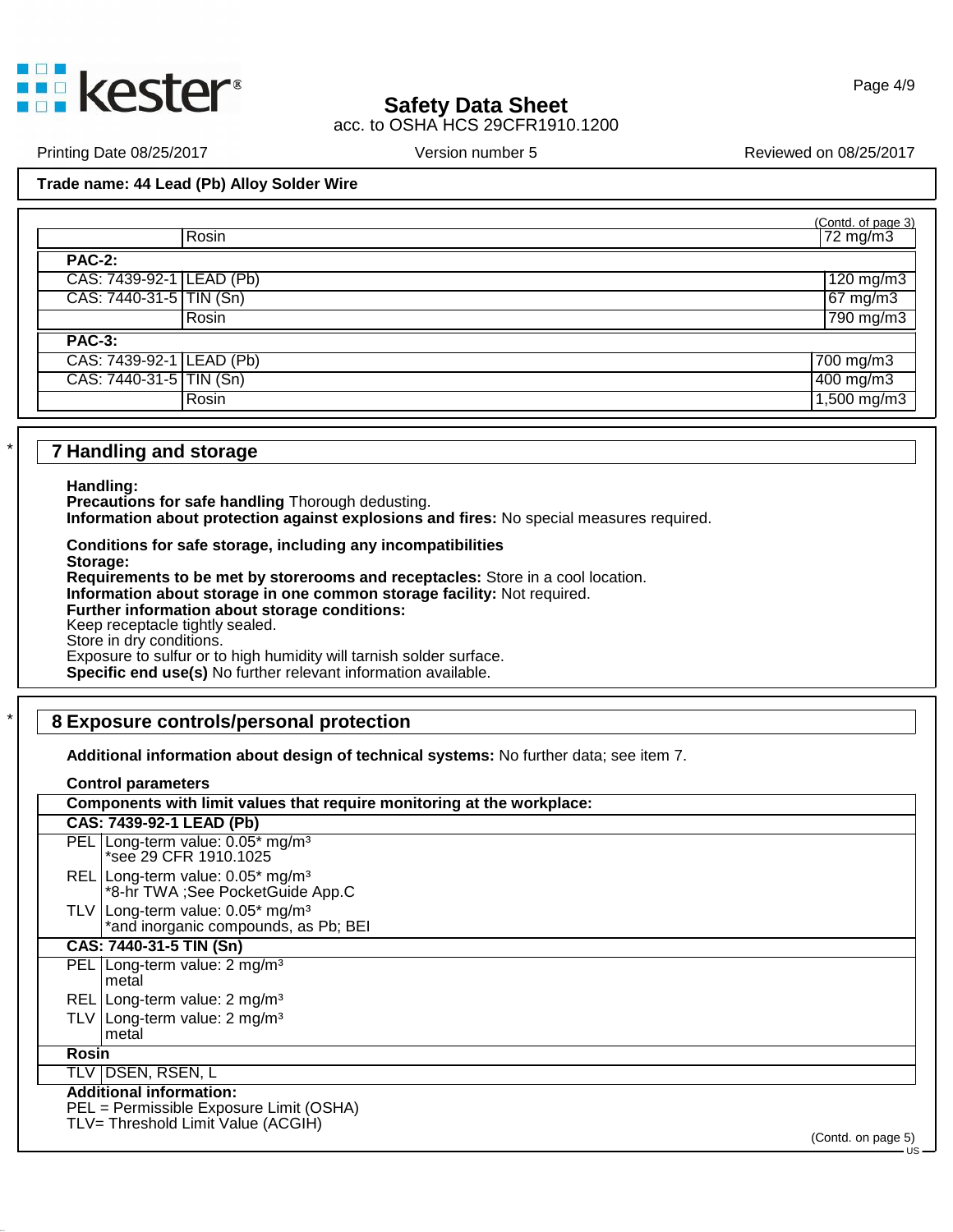**Trade name: 44 Lead (Pb) Alloy Solder Wire**

(Contd. of page 3)

| | | |
|---|---|---|
| | Rosin | 72 mg/m3 |
| **PAC-2:** | | |
| CAS: 7439-92-1 | LEAD (Pb) | 120 mg/m3 |
| CAS: 7440-31-5 | TIN (Sn) | 67 mg/m3 |
| | Rosin | 790 mg/m3 |
| **PAC-3:** | | |
| CAS: 7439-92-1 | LEAD (Pb) | 700 mg/m3 |
| CAS: 7440-31-5 | TIN (Sn) | 400 mg/m3 |
| | Rosin | 1,500 mg/m3 |

## * 7 Handling and storage

**Handling:**
**Precautions for safe handling** Thorough dedusting.
**Information about protection against explosions and fires:** No special measures required.

**Conditions for safe storage, including any incompatibilities**
**Storage:**
**Requirements to be met by storerooms and receptacles:** Store in a cool location.
**Information about storage in one common storage facility:** Not required.
**Further information about storage conditions:**
Keep receptacle tightly sealed.
Store in dry conditions.
Exposure to sulfur or to high humidity will tarnish solder surface.
**Specific end use(s)** No further relevant information available.

## * 8 Exposure controls/personal protection

**Additional information about design of technical systems:** No further data; see item 7.

**Control parameters**

| **Components with limit values that require monitoring at the workplace:** | |
|---|---|
| **CAS: 7439-92-1 LEAD (Pb)** | |
| PEL | Long-term value: 0.05* mg/m³<br>*see 29 CFR 1910.1025 |
| REL | Long-term value: 0.05* mg/m³<br>*8-hr TWA ;See PocketGuide App.C |
| TLV | Long-term value: 0.05* mg/m³<br>*and inorganic compounds, as Pb; BEI |
| **CAS: 7440-31-5 TIN (Sn)** | |
| PEL | Long-term value: 2 mg/m³<br>metal |
| REL | Long-term value: 2 mg/m³ |
| TLV | Long-term value: 2 mg/m³<br>metal |
| **Rosin** | |
| TLV | DSEN, RSEN, L |

**Additional information:**
PEL = Permissible Exposure Limit (OSHA)
TLV= Threshold Limit Value (ACGIH)

(Contd. on page 5)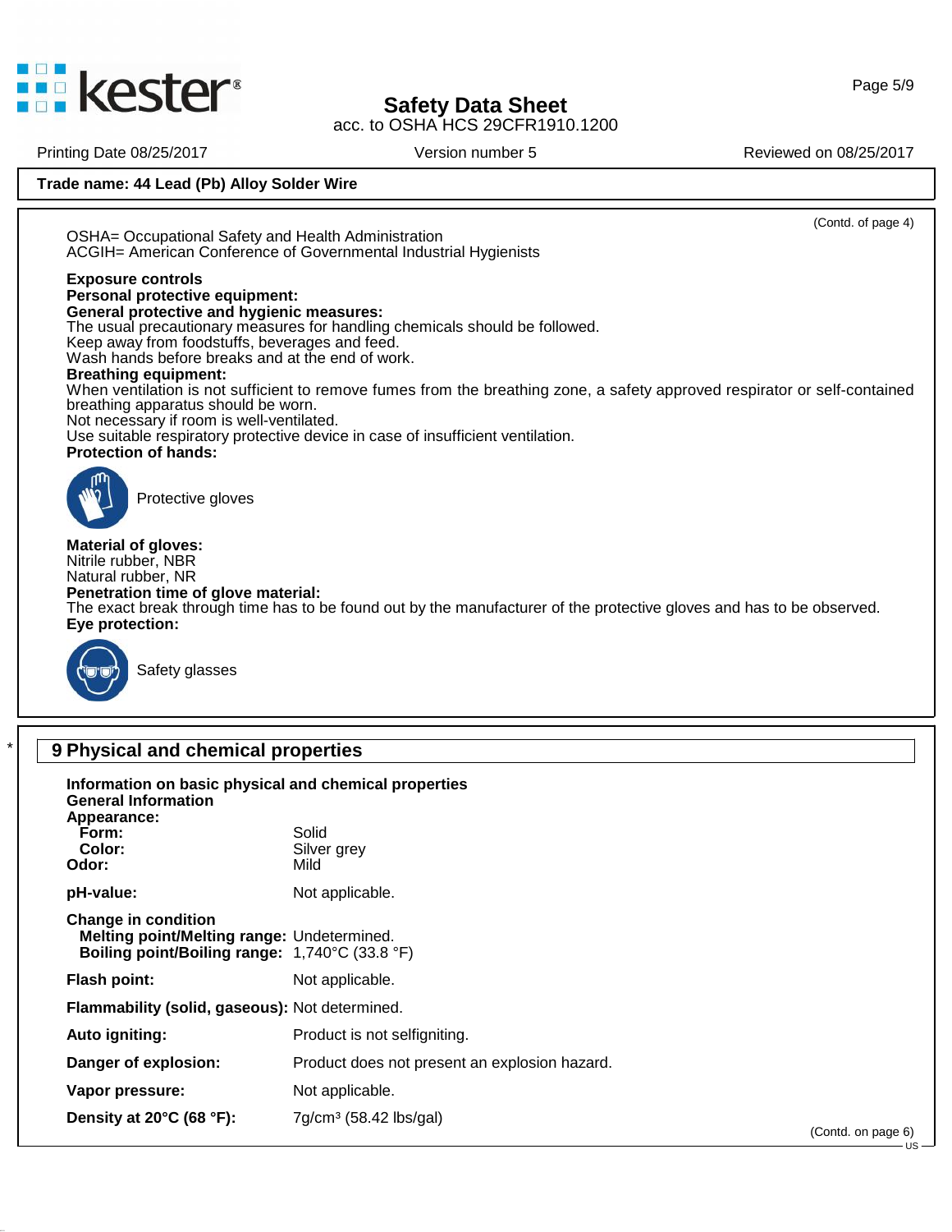**Trade name: 44 Lead (Pb) Alloy Solder Wire**

(Contd. of page 4)

OSHA= Occupational Safety and Health Administration
ACGIH= American Conference of Governmental Industrial Hygienists

**Exposure controls**
**Personal protective equipment:**
**General protective and hygienic measures:**
The usual precautionary measures for handling chemicals should be followed.
Keep away from foodstuffs, beverages and feed.
Wash hands before breaks and at the end of work.
**Breathing equipment:**
When ventilation is not sufficient to remove fumes from the breathing zone, a safety approved respirator or self-contained breathing apparatus should be worn.
Not necessary if room is well-ventilated.
Use suitable respiratory protective device in case of insufficient ventilation.
**Protection of hands:**

Protective gloves

**Material of gloves:**
Nitrile rubber, NBR
Natural rubber, NR
**Penetration time of glove material:**
The exact break through time has to be found out by the manufacturer of the protective gloves and has to be observed.
**Eye protection:**

Safety glasses

## 9 Physical and chemical properties

**Information on basic physical and chemical properties**
**General Information**
**Appearance:**

| | |
|---|---|
| **Form:** | Solid |
| **Color:** | Silver grey |
| **Odor:** | Mild |
| **pH-value:** | Not applicable. |
| **Change in condition** | |
| **Melting point/Melting range:** | Undetermined. |
| **Boiling point/Boiling range:** | 1,740°C (33.8 °F) |
| **Flash point:** | Not applicable. |
| **Flammability (solid, gaseous):** | Not determined. |
| **Auto igniting:** | Product is not selfigniting. |
| **Danger of explosion:** | Product does not present an explosion hazard. |
| **Vapor pressure:** | Not applicable. |
| **Density at 20°C (68 °F):** | 7g/cm³ (58.42 lbs/gal) |

(Contd. on page 6)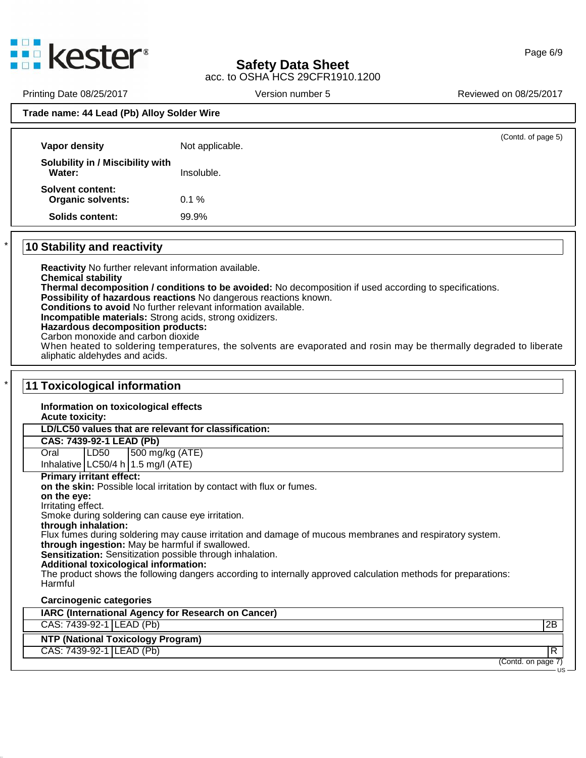**Trade name: 44 Lead (Pb) Alloy Solder Wire**

(Contd. of page 5)

**Vapor density** Not applicable.

**Solubility in / Miscibility with Water:** Insoluble.

**Solvent content:**

**Organic solvents:** 0.1 %

**Solids content:** 99.9%

## * 10 Stability and reactivity

**Reactivity** No further relevant information available.
**Chemical stability**
**Thermal decomposition / conditions to be avoided:** No decomposition if used according to specifications.
**Possibility of hazardous reactions** No dangerous reactions known.
**Conditions to avoid** No further relevant information available.
**Incompatible materials:** Strong acids, strong oxidizers.
**Hazardous decomposition products:**
Carbon monoxide and carbon dioxide
When heated to soldering temperatures, the solvents are evaporated and rosin may be thermally degraded to liberate aliphatic aldehydes and acids.

## * 11 Toxicological information

**Information on toxicological effects**
**Acute toxicity:**

| **LD/LC50 values that are relevant for classification:** | | |
|---|---|---|
| **CAS: 7439-92-1 LEAD (Pb)** | | |
| Oral | LD50 | 500 mg/kg (ATE) |
| Inhalative | LC50/4 h | 1.5 mg/l (ATE) |

**Primary irritant effect:**
**on the skin:** Possible local irritation by contact with flux or fumes.
**on the eye:**
Irritating effect.
Smoke during soldering can cause eye irritation.
**through inhalation:**
Flux fumes during soldering may cause irritation and damage of mucous membranes and respiratory system.
**through ingestion:** May be harmful if swallowed.
**Sensitization:** Sensitization possible through inhalation.
**Additional toxicological information:**
The product shows the following dangers according to internally approved calculation methods for preparations:
Harmful

**Carcinogenic categories**

| **IARC (International Agency for Research on Cancer)** | | |
|---|---|---|
| CAS: 7439-92-1 | LEAD (Pb) | 2B |

| **NTP (National Toxicology Program)** | | |
|---|---|---|
| CAS: 7439-92-1 | LEAD (Pb) | R |

(Contd. on page 7)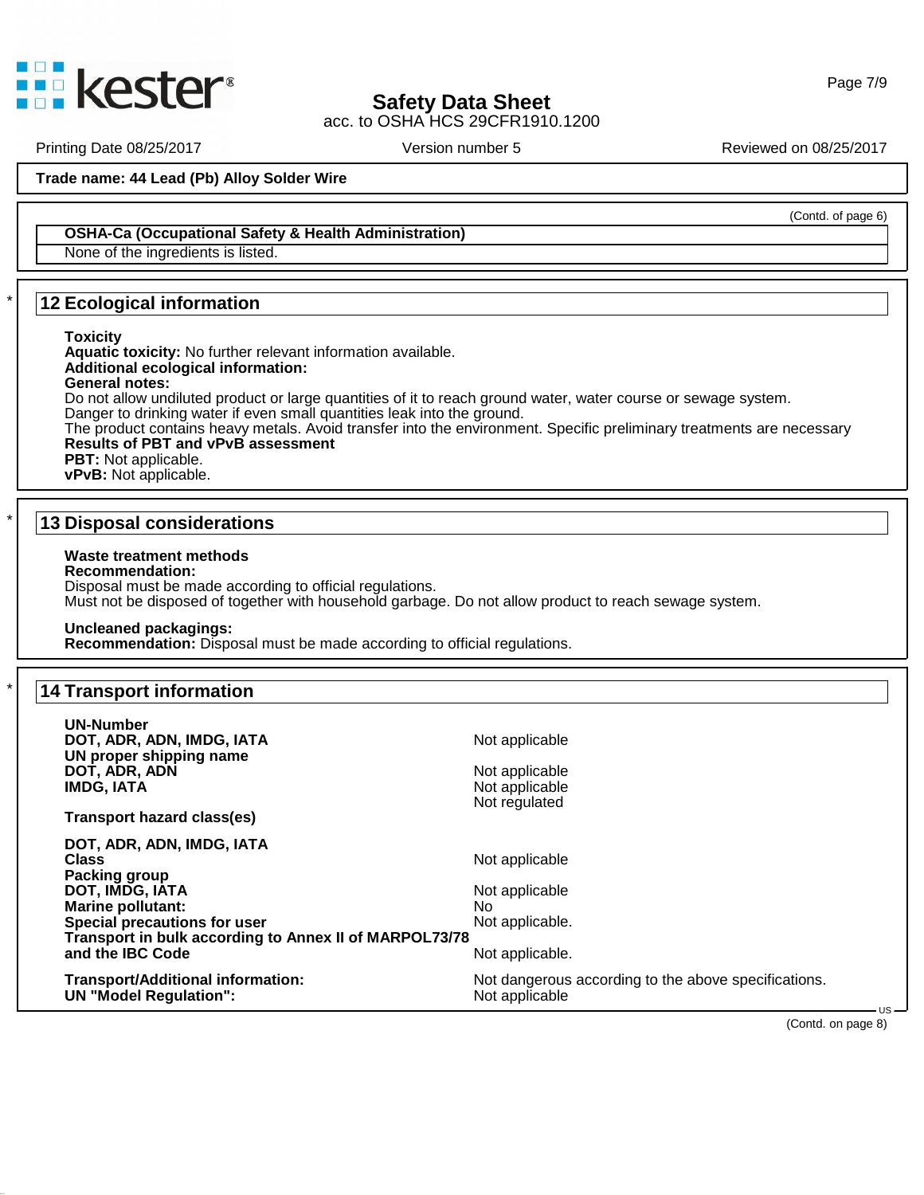(Contd. of page 6)

**OSHA-Ca (Occupational Safety & Health Administration)**

None of the ingredients is listed.

## 12 Ecological information

**Toxicity**
**Aquatic toxicity:** No further relevant information available.
**Additional ecological information:**
**General notes:**
Do not allow undiluted product or large quantities of it to reach ground water, water course or sewage system.
Danger to drinking water if even small quantities leak into the ground.
The product contains heavy metals. Avoid transfer into the environment. Specific preliminary treatments are necessary
**Results of PBT and vPvB assessment**
**PBT:** Not applicable.
**vPvB:** Not applicable.

## 13 Disposal considerations

**Waste treatment methods**
**Recommendation:**
Disposal must be made according to official regulations.
Must not be disposed of together with household garbage. Do not allow product to reach sewage system.

**Uncleaned packagings:**
**Recommendation:** Disposal must be made according to official regulations.

## 14 Transport information

| | |
|---|---|
| **UN-Number** | |
| **DOT, ADR, ADN, IMDG, IATA** | Not applicable |
| **UN proper shipping name** | |
| **DOT, ADR, ADN** | Not applicable |
| **IMDG, IATA** | Not applicable<br>Not regulated |
| **Transport hazard class(es)** | |
| **DOT, ADR, ADN, IMDG, IATA** | |
| **Class** | Not applicable |
| **Packing group** | |
| **DOT, IMDG, IATA** | Not applicable |
| **Marine pollutant:** | No |
| **Special precautions for user** | Not applicable. |
| **Transport in bulk according to Annex II of MARPOL73/78 and the IBC Code** | Not applicable. |
| **Transport/Additional information:** | Not dangerous according to the above specifications. |
| **UN "Model Regulation":** | Not applicable |

(Contd. on page 8)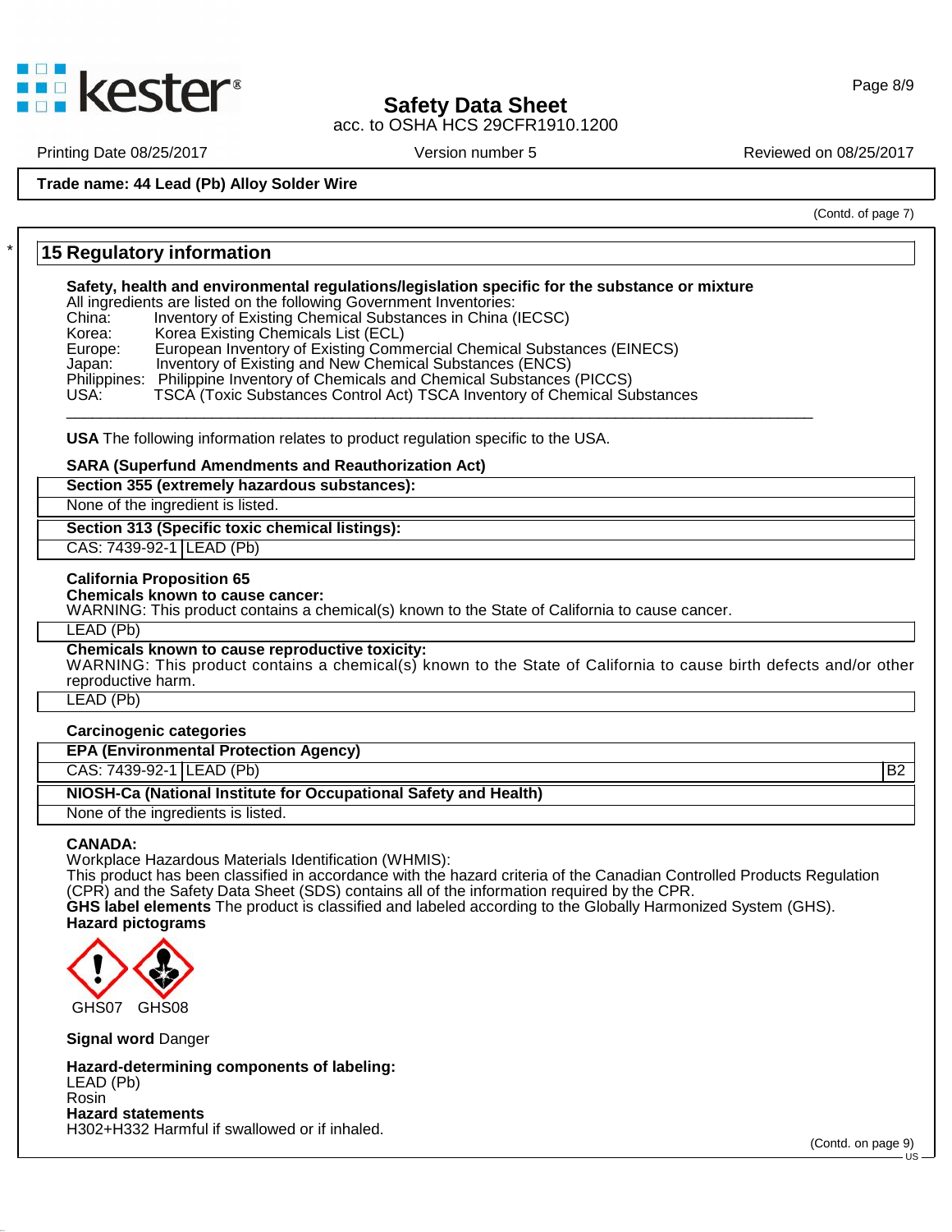Trade name: 44 Lead (Pb) Alloy Solder Wire

(Contd. of page 7)

## 15 Regulatory information

**Safety, health and environmental regulations/legislation specific for the substance or mixture**

All ingredients are listed on the following Government Inventories:

China: Inventory of Existing Chemical Substances in China (IECSC)
Korea: Korea Existing Chemicals List (ECL)
Europe: European Inventory of Existing Commercial Chemical Substances (EINECS)
Japan: Inventory of Existing and New Chemical Substances (ENCS)
Philippines: Philippine Inventory of Chemicals and Chemical Substances (PICCS)
USA: TSCA (Toxic Substances Control Act) TSCA Inventory of Chemical Substances

---

**USA** The following information relates to product regulation specific to the USA.

**SARA (Superfund Amendments and Reauthorization Act)**

**Section 355 (extremely hazardous substances):**

None of the ingredient is listed.

**Section 313 (Specific toxic chemical listings):**

| CAS: 7439-92-1 | LEAD (Pb) |
|---|---|

**California Proposition 65**

**Chemicals known to cause cancer:**

WARNING: This product contains a chemical(s) known to the State of California to cause cancer.

LEAD (Pb)

**Chemicals known to cause reproductive toxicity:**

WARNING: This product contains a chemical(s) known to the State of California to cause birth defects and/or other reproductive harm.

LEAD (Pb)

**Carcinogenic categories**

**EPA (Environmental Protection Agency)**

| CAS: 7439-92-1 | LEAD (Pb) | B2 |
|---|---|---|

**NIOSH-Ca (National Institute for Occupational Safety and Health)**

None of the ingredients is listed.

**CANADA:**

Workplace Hazardous Materials Identification (WHMIS):

This product has been classified in accordance with the hazard criteria of the Canadian Controlled Products Regulation (CPR) and the Safety Data Sheet (SDS) contains all of the information required by the CPR.

**GHS label elements** The product is classified and labeled according to the Globally Harmonized System (GHS).

**Hazard pictograms**

GHS07 GHS08

**Signal word** Danger

**Hazard-determining components of labeling:**

LEAD (Pb)
Rosin

**Hazard statements**

H302+H332 Harmful if swallowed or if inhaled.

(Contd. on page 9)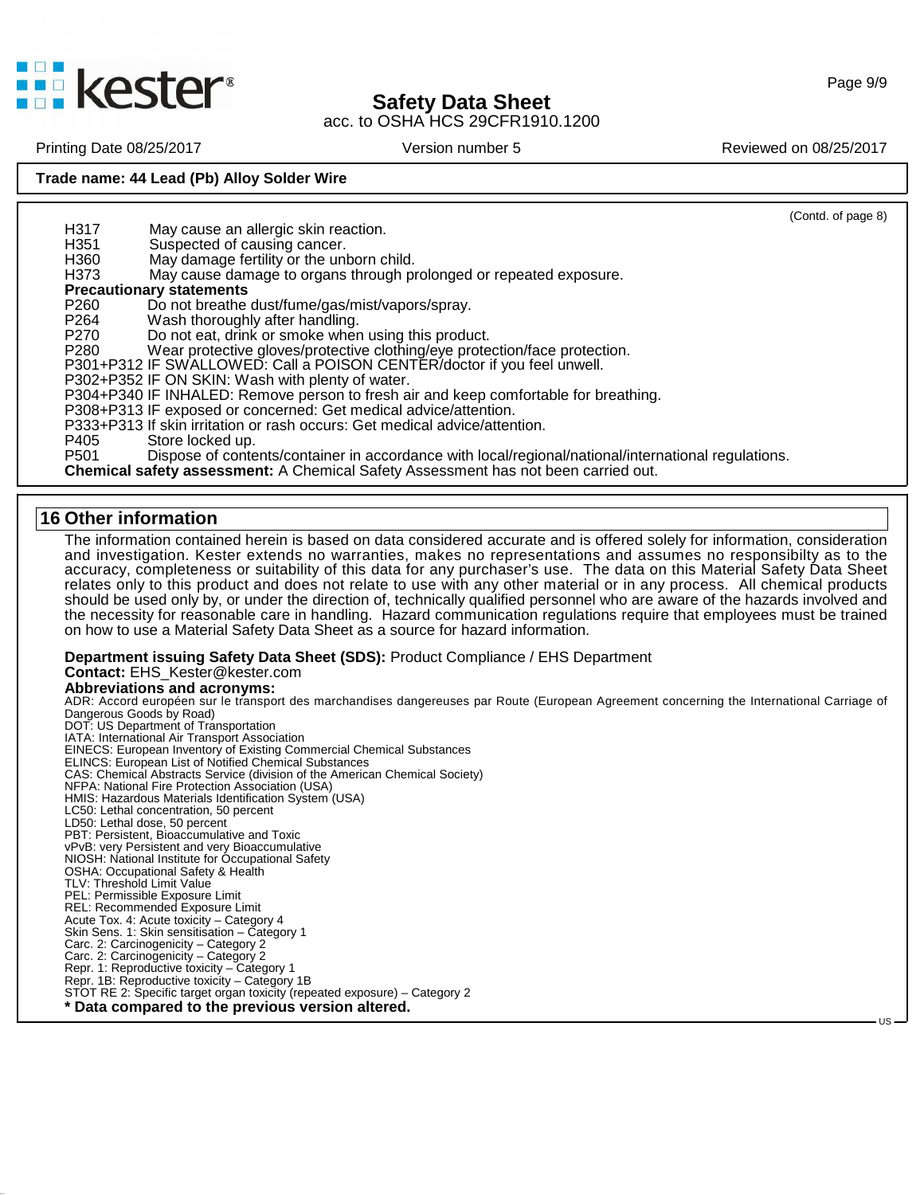**Trade name: 44 Lead (Pb) Alloy Solder Wire**

(Contd. of page 8)

H317 May cause an allergic skin reaction.
H351 Suspected of causing cancer.
H360 May damage fertility or the unborn child.
H373 May cause damage to organs through prolonged or repeated exposure.

**Precautionary statements**

P260 Do not breathe dust/fume/gas/mist/vapors/spray.
P264 Wash thoroughly after handling.
P270 Do not eat, drink or smoke when using this product.
P280 Wear protective gloves/protective clothing/eye protection/face protection.
P301+P312 IF SWALLOWED: Call a POISON CENTER/doctor if you feel unwell.
P302+P352 IF ON SKIN: Wash with plenty of water.
P304+P340 IF INHALED: Remove person to fresh air and keep comfortable for breathing.
P308+P313 IF exposed or concerned: Get medical advice/attention.
P333+P313 If skin irritation or rash occurs: Get medical advice/attention.
P405 Store locked up.
P501 Dispose of contents/container in accordance with local/regional/national/international regulations.

**Chemical safety assessment:** A Chemical Safety Assessment has not been carried out.

## 16 Other information

The information contained herein is based on data considered accurate and is offered solely for information, consideration and investigation. Kester extends no warranties, makes no representations and assumes no responsibilty as to the accuracy, completeness or suitability of this data for any purchaser's use. The data on this Material Safety Data Sheet relates only to this product and does not relate to use with any other material or in any process. All chemical products should be used only by, or under the direction of, technically qualified personnel who are aware of the hazards involved and the necessity for reasonable care in handling. Hazard communication regulations require that employees must be trained on how to use a Material Safety Data Sheet as a source for hazard information.

**Department issuing Safety Data Sheet (SDS):** Product Compliance / EHS Department
**Contact:** EHS_Kester@kester.com

**Abbreviations and acronyms:**

ADR: Accord européen sur le transport des marchandises dangereuses par Route (European Agreement concerning the International Carriage of Dangerous Goods by Road)
DOT: US Department of Transportation
IATA: International Air Transport Association
EINECS: European Inventory of Existing Commercial Chemical Substances
ELINCS: European List of Notified Chemical Substances
CAS: Chemical Abstracts Service (division of the American Chemical Society)
NFPA: National Fire Protection Association (USA)
HMIS: Hazardous Materials Identification System (USA)
LC50: Lethal concentration, 50 percent
LD50: Lethal dose, 50 percent
PBT: Persistent, Bioaccumulative and Toxic
vPvB: very Persistent and very Bioaccumulative
NIOSH: National Institute for Occupational Safety
OSHA: Occupational Safety & Health
TLV: Threshold Limit Value
PEL: Permissible Exposure Limit
REL: Recommended Exposure Limit
Acute Tox. 4: Acute toxicity – Category 4
Skin Sens. 1: Skin sensitisation – Category 1
Carc. 2: Carcinogenicity – Category 2
Carc. 2: Carcinogenicity – Category 2
Repr. 1: Reproductive toxicity – Category 1
Repr. 1B: Reproductive toxicity – Category 1B
STOT RE 2: Specific target organ toxicity (repeated exposure) – Category 2

**\* Data compared to the previous version altered.**